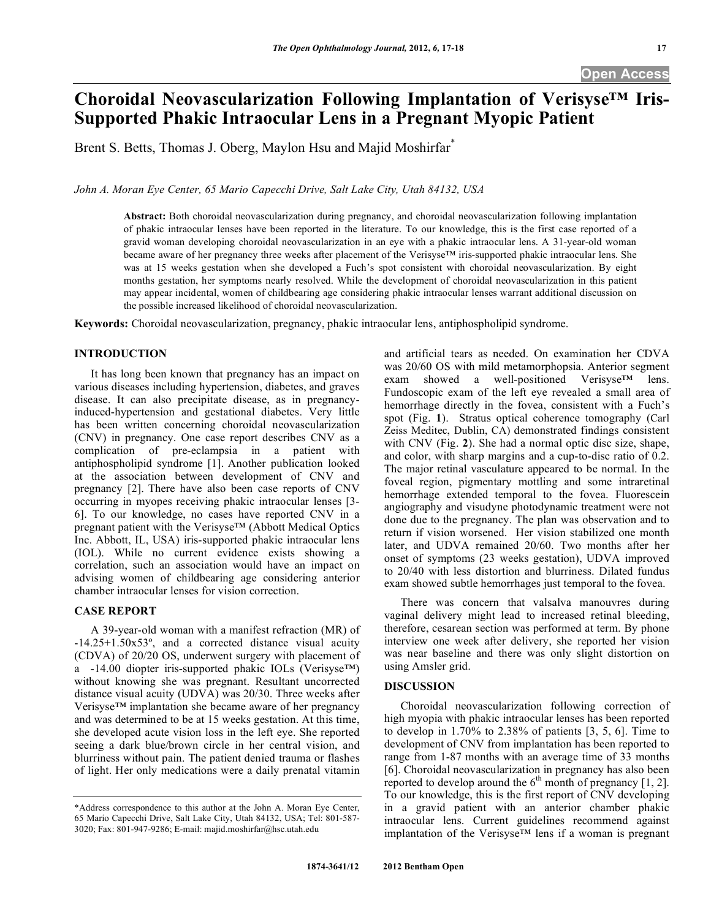# Choroidal Neovascularization Following Implantation of Verisyse™ Iris-Supported Phakic Intraocular Lens in a Pregnant Myopic Patient

Brent S. Betts, Thomas J. Oberg, Maylon Hsu and Majid Moshirfar*

*John A. Moran Eye Center, 65 Mario Capecchi Drive, Salt Lake City, Utah 84132, USA*

**Abstract:** Both choroidal neovascularization during pregnancy, and choroidal neovascularization following implantation of phakic intraocular lenses have been reported in the literature. To our knowledge, this is the first case reported of a gravid woman developing choroidal neovascularization in an eye with a phakic intraocular lens. A 31-year-old woman became aware of her pregnancy three weeks after placement of the Verisyse™ iris-supported phakic intraocular lens. She was at 15 weeks gestation when she developed a Fuch's spot consistent with choroidal neovascularization. By eight months gestation, her symptoms nearly resolved. While the development of choroidal neovascularization in this patient may appear incidental, women of childbearing age considering phakic intraocular lenses warrant additional discussion on the possible increased likelihood of choroidal neovascularization.

**Keywords:** Choroidal neovascularization, pregnancy, phakic intraocular lens, antiphospholipid syndrome.

## INTRODUCTION

It has long been known that pregnancy has an impact on various diseases including hypertension, diabetes, and graves disease. It can also precipitate disease, as in pregnancy-induced-hypertension and gestational diabetes. Very little has been written concerning choroidal neovascularization (CNV) in pregnancy. One case report describes CNV as a complication of pre-eclampsia in a patient with antiphospholipid syndrome [1]. Another publication looked at the association between development of CNV and pregnancy [2]. There have also been case reports of CNV occurring in myopes receiving phakic intraocular lenses [3-6]. To our knowledge, no cases have reported CNV in a pregnant patient with the Verisyse™ (Abbott Medical Optics Inc. Abbott, IL, USA) iris-supported phakic intraocular lens (IOL). While no current evidence exists showing a correlation, such an association would have an impact on advising women of childbearing age considering anterior chamber intraocular lenses for vision correction.

## CASE REPORT

A 39-year-old woman with a manifest refraction (MR) of -14.25+1.50x53º, and a corrected distance visual acuity (CDVA) of 20/20 OS, underwent surgery with placement of a -14.00 diopter iris-supported phakic IOLs (Verisyse™) without knowing she was pregnant. Resultant uncorrected distance visual acuity (UDVA) was 20/30. Three weeks after Verisyse™ implantation she became aware of her pregnancy and was determined to be at 15 weeks gestation. At this time, she developed acute vision loss in the left eye. She reported seeing a dark blue/brown circle in her central vision, and blurriness without pain. The patient denied trauma or flashes of light. Her only medications were a daily prenatal vitamin and artificial tears as needed. On examination her CDVA was 20/60 OS with mild metamorphopsia. Anterior segment exam showed a well-positioned Verisyse™ lens. Fundoscopic exam of the left eye revealed a small area of hemorrhage directly in the fovea, consistent with a Fuch's spot (Fig. **1**). Stratus optical coherence tomography (Carl Zeiss Meditec, Dublin, CA) demonstrated findings consistent with CNV (Fig. **2**). She had a normal optic disc size, shape, and color, with sharp margins and a cup-to-disc ratio of 0.2. The major retinal vasculature appeared to be normal. In the foveal region, pigmentary mottling and some intraretinal hemorrhage extended temporal to the fovea. Fluorescein angiography and visudyne photodynamic treatment were not done due to the pregnancy. The plan was observation and to return if vision worsened. Her vision stabilized one month later, and UDVA remained 20/60. Two months after her onset of symptoms (23 weeks gestation), UDVA improved to 20/40 with less distortion and blurriness. Dilated fundus exam showed subtle hemorrhages just temporal to the fovea.

There was concern that valsalva manouvres during vaginal delivery might lead to increased retinal bleeding, therefore, cesarean section was performed at term. By phone interview one week after delivery, she reported her vision was near baseline and there was only slight distortion on using Amsler grid.

## DISCUSSION

Choroidal neovascularization following correction of high myopia with phakic intraocular lenses has been reported to develop in 1.70% to 2.38% of patients [3, 5, 6]. Time to development of CNV from implantation has been reported to range from 1-87 months with an average time of 33 months [6]. Choroidal neovascularization in pregnancy has also been reported to develop around the 6th month of pregnancy [1, 2]. To our knowledge, this is the first report of CNV developing in a gravid patient with an anterior chamber phakic intraocular lens. Current guidelines recommend against implantation of the Verisyse™ lens if a woman is pregnant

*Address correspondence to this author at the John A. Moran Eye Center, 65 Mario Capecchi Drive, Salt Lake City, Utah 84132, USA; Tel: 801-587-3020; Fax: 801-947-9286; E-mail: majid.moshirfar@hsc.utah.edu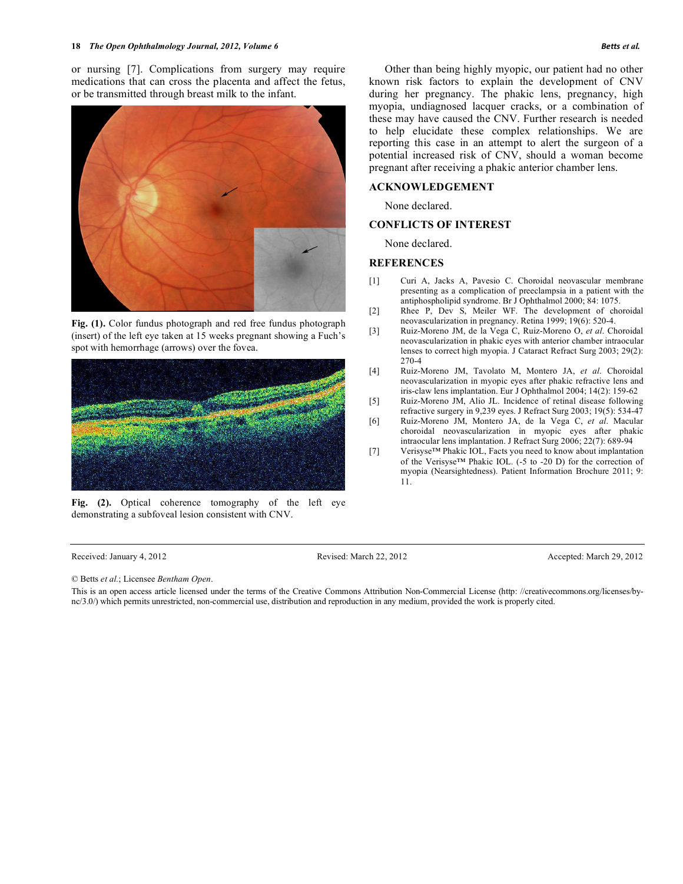or nursing [7]. Complications from surgery may require medications that can cross the placenta and affect the fetus, or be transmitted through breast milk to the infant.

**Fig. (1).** Color fundus photograph and red free fundus photograph (insert) of the left eye taken at 15 weeks pregnant showing a Fuch's spot with hemorrhage (arrows) over the fovea.

**Fig. (2).** Optical coherence tomography of the left eye demonstrating a subfoveal lesion consistent with CNV.

Other than being highly myopic, our patient had no other known risk factors to explain the development of CNV during her pregnancy. The phakic lens, pregnancy, high myopia, undiagnosed lacquer cracks, or a combination of these may have caused the CNV. Further research is needed to help elucidate these complex relationships. We are reporting this case in an attempt to alert the surgeon of a potential increased risk of CNV, should a woman become pregnant after receiving a phakic anterior chamber lens.

## ACKNOWLEDGEMENT

None declared.

## CONFLICTS OF INTEREST

None declared.

## REFERENCES

[1] Curi A, Jacks A, Pavesio C. Choroidal neovascular membrane presenting as a complication of preeclampsia in a patient with the antiphospholipid syndrome. Br J Ophthalmol 2000; 84: 1075.

[2] Rhee P, Dev S, Meiler WF. The development of choroidal neovascularization in pregnancy. Retina 1999; 19(6): 520-4.

[3] Ruiz-Moreno JM, de la Vega C, Ruiz-Moreno O, *et al*. Choroidal neovascularization in phakic eyes with anterior chamber intraocular lenses to correct high myopia. J Cataract Refract Surg 2003; 29(2): 270-4

[4] Ruiz-Moreno JM, Tavolato M, Montero JA, *et al*. Choroidal neovascularization in myopic eyes after phakic refractive lens and iris-claw lens implantation. Eur J Ophthalmol 2004; 14(2): 159-62

[5] Ruiz-Moreno JM, Alio JL. Incidence of retinal disease following refractive surgery in 9,239 eyes. J Refract Surg 2003; 19(5): 534-47

[6] Ruiz-Moreno JM, Montero JA, de la Vega C, *et al*. Macular choroidal neovascularization in myopic eyes after phakic intraocular lens implantation. J Refract Surg 2006; 22(7): 689-94

[7] Verisyse™ Phakic IOL, Facts you need to know about implantation of the Verisyse™ Phakic IOL. (-5 to -20 D) for the correction of myopia (Nearsightedness). Patient Information Brochure 2011; 9: 11.

Received: January 4, 2012 Revised: March 22, 2012 Accepted: March 29, 2012

© Betts *et al*.; Licensee *Bentham Open*.

This is an open access article licensed under the terms of the Creative Commons Attribution Non-Commercial License (http: //creativecommons.org/licenses/by-nc/3.0/) which permits unrestricted, non-commercial use, distribution and reproduction in any medium, provided the work is properly cited.